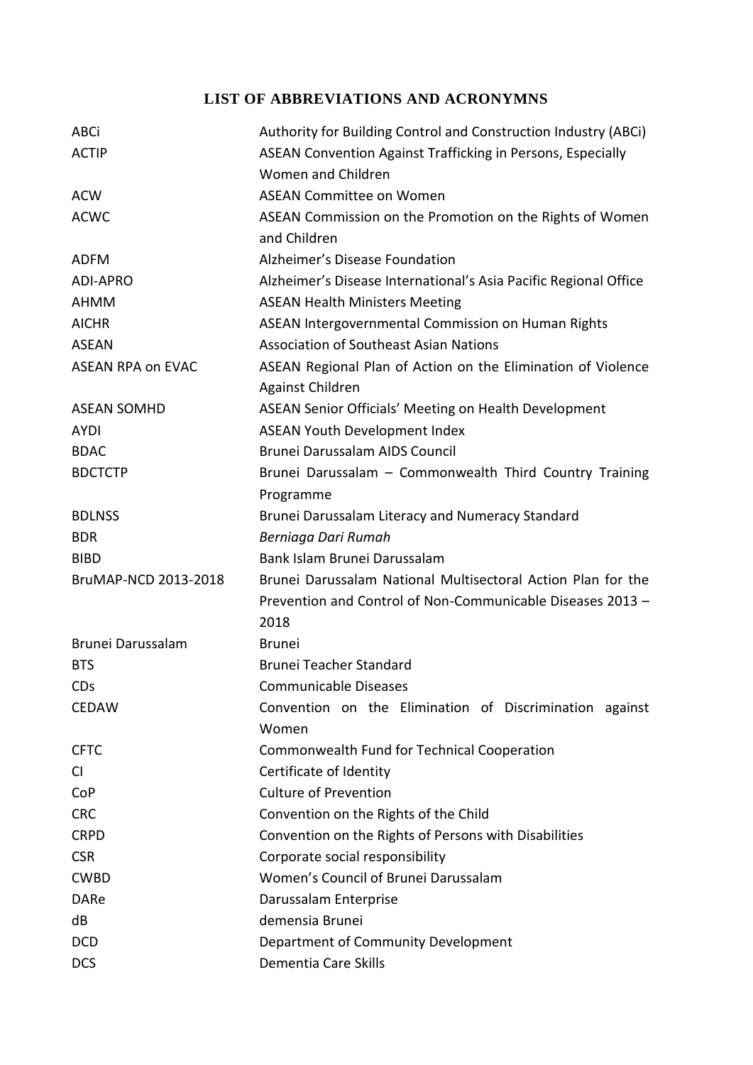# LIST OF ABBREVIATIONS AND ACRONYMNS

| | |
|---|---|
| ABCi | Authority for Building Control and Construction Industry (ABCi) |
| ACTIP | ASEAN Convention Against Trafficking in Persons, Especially Women and Children |
| ACW | ASEAN Committee on Women |
| ACWC | ASEAN Commission on the Promotion on the Rights of Women and Children |
| ADFM | Alzheimer's Disease Foundation |
| ADI-APRO | Alzheimer's Disease International's Asia Pacific Regional Office |
| AHMM | ASEAN Health Ministers Meeting |
| AICHR | ASEAN Intergovernmental Commission on Human Rights |
| ASEAN | Association of Southeast Asian Nations |
| ASEAN RPA on EVAC | ASEAN Regional Plan of Action on the Elimination of Violence Against Children |
| ASEAN SOMHD | ASEAN Senior Officials' Meeting on Health Development |
| AYDI | ASEAN Youth Development Index |
| BDAC | Brunei Darussalam AIDS Council |
| BDCTCTP | Brunei Darussalam – Commonwealth Third Country Training Programme |
| BDLNSS | Brunei Darussalam Literacy and Numeracy Standard |
| BDR | *Berniaga Dari Rumah* |
| BIBD | Bank Islam Brunei Darussalam |
| BruMAP-NCD 2013-2018 | Brunei Darussalam National Multisectoral Action Plan for the Prevention and Control of Non-Communicable Diseases 2013 – 2018 |
| Brunei Darussalam | Brunei |
| BTS | Brunei Teacher Standard |
| CDs | Communicable Diseases |
| CEDAW | Convention on the Elimination of Discrimination against Women |
| CFTC | Commonwealth Fund for Technical Cooperation |
| CI | Certificate of Identity |
| CoP | Culture of Prevention |
| CRC | Convention on the Rights of the Child |
| CRPD | Convention on the Rights of Persons with Disabilities |
| CSR | Corporate social responsibility |
| CWBD | Women's Council of Brunei Darussalam |
| DARe | Darussalam Enterprise |
| dB | demensia Brunei |
| DCD | Department of Community Development |
| DCS | Dementia Care Skills |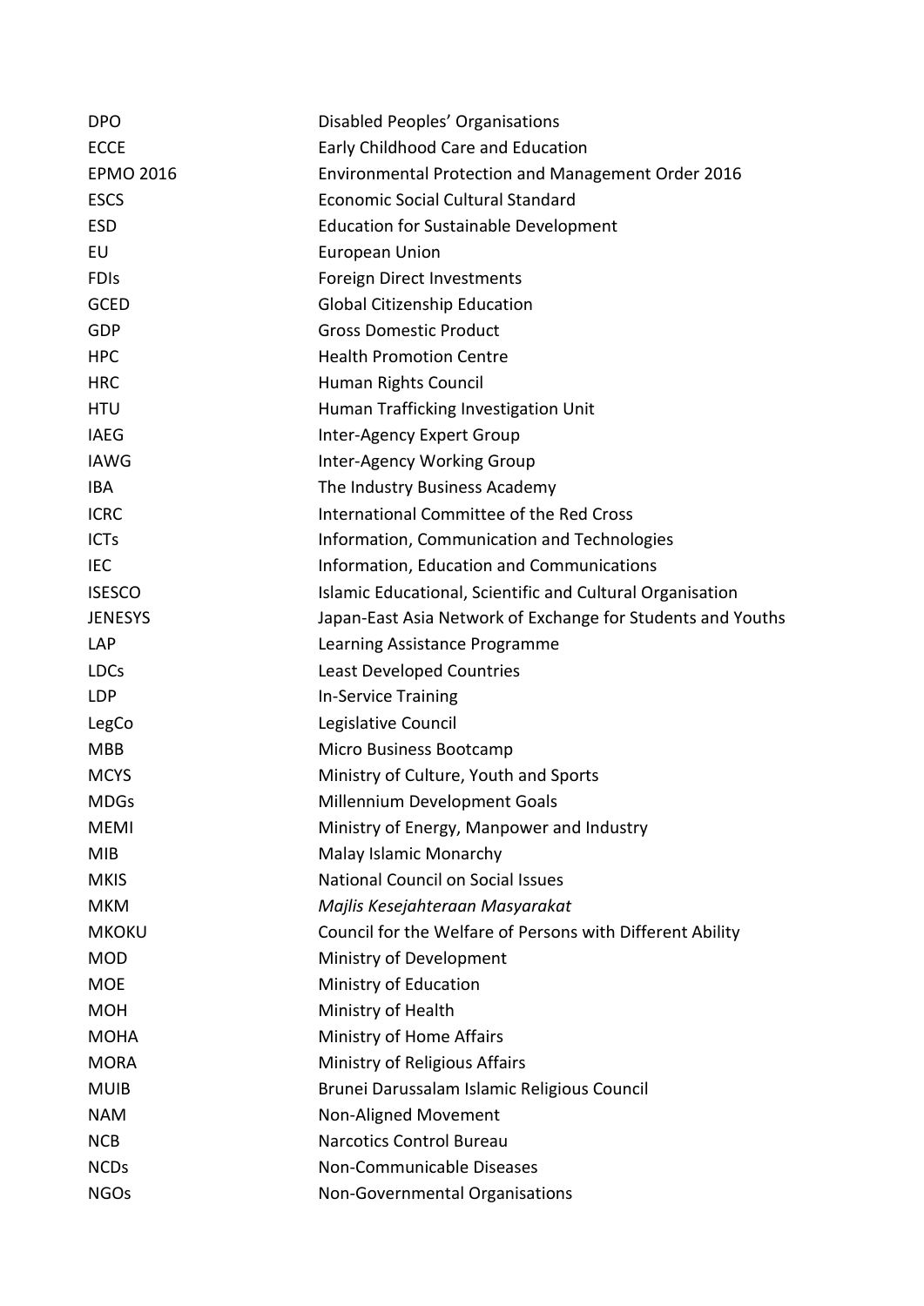| | |
|---|---|
| DPO | Disabled Peoples' Organisations |
| ECCE | Early Childhood Care and Education |
| EPMO 2016 | Environmental Protection and Management Order 2016 |
| ESCS | Economic Social Cultural Standard |
| ESD | Education for Sustainable Development |
| EU | European Union |
| FDIs | Foreign Direct Investments |
| GCED | Global Citizenship Education |
| GDP | Gross Domestic Product |
| HPC | Health Promotion Centre |
| HRC | Human Rights Council |
| HTU | Human Trafficking Investigation Unit |
| IAEG | Inter-Agency Expert Group |
| IAWG | Inter-Agency Working Group |
| IBA | The Industry Business Academy |
| ICRC | International Committee of the Red Cross |
| ICTs | Information, Communication and Technologies |
| IEC | Information, Education and Communications |
| ISESCO | Islamic Educational, Scientific and Cultural Organisation |
| JENESYS | Japan-East Asia Network of Exchange for Students and Youths |
| LAP | Learning Assistance Programme |
| LDCs | Least Developed Countries |
| LDP | In-Service Training |
| LegCo | Legislative Council |
| MBB | Micro Business Bootcamp |
| MCYS | Ministry of Culture, Youth and Sports |
| MDGs | Millennium Development Goals |
| MEMI | Ministry of Energy, Manpower and Industry |
| MIB | Malay Islamic Monarchy |
| MKIS | National Council on Social Issues |
| MKM | *Majlis Kesejahteraan Masyarakat* |
| MKOKU | Council for the Welfare of Persons with Different Ability |
| MOD | Ministry of Development |
| MOE | Ministry of Education |
| MOH | Ministry of Health |
| MOHA | Ministry of Home Affairs |
| MORA | Ministry of Religious Affairs |
| MUIB | Brunei Darussalam Islamic Religious Council |
| NAM | Non-Aligned Movement |
| NCB | Narcotics Control Bureau |
| NCDs | Non-Communicable Diseases |
| NGOs | Non-Governmental Organisations |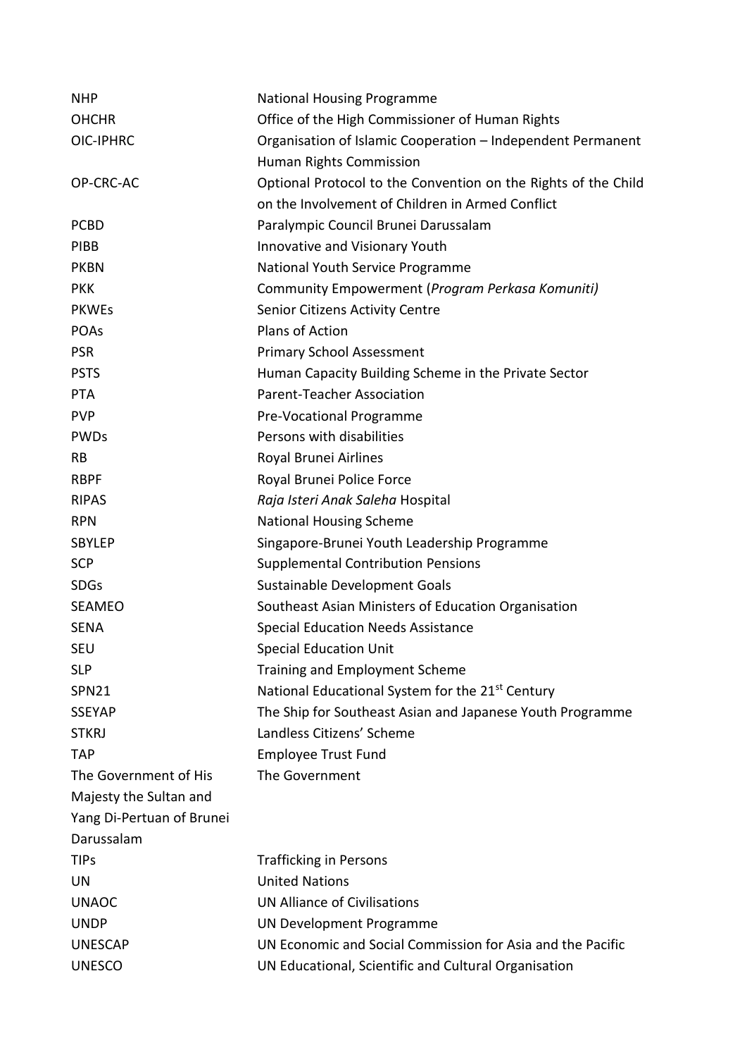| | |
|---|---|
| NHP | National Housing Programme |
| OHCHR | Office of the High Commissioner of Human Rights |
| OIC-IPHRC | Organisation of Islamic Cooperation – Independent Permanent Human Rights Commission |
| OP-CRC-AC | Optional Protocol to the Convention on the Rights of the Child on the Involvement of Children in Armed Conflict |
| PCBD | Paralympic Council Brunei Darussalam |
| PIBB | Innovative and Visionary Youth |
| PKBN | National Youth Service Programme |
| PKK | Community Empowerment (*Program Perkasa Komuniti)* |
| PKWEs | Senior Citizens Activity Centre |
| POAs | Plans of Action |
| PSR | Primary School Assessment |
| PSTS | Human Capacity Building Scheme in the Private Sector |
| PTA | Parent-Teacher Association |
| PVP | Pre-Vocational Programme |
| PWDs | Persons with disabilities |
| RB | Royal Brunei Airlines |
| RBPF | Royal Brunei Police Force |
| RIPAS | *Raja Isteri Anak Saleha* Hospital |
| RPN | National Housing Scheme |
| SBYLEP | Singapore-Brunei Youth Leadership Programme |
| SCP | Supplemental Contribution Pensions |
| SDGs | Sustainable Development Goals |
| SEAMEO | Southeast Asian Ministers of Education Organisation |
| SENA | Special Education Needs Assistance |
| SEU | Special Education Unit |
| SLP | Training and Employment Scheme |
| SPN21 | National Educational System for the 21st Century |
| SSEYAP | The Ship for Southeast Asian and Japanese Youth Programme |
| STKRJ | Landless Citizens' Scheme |
| TAP | Employee Trust Fund |
| The Government of His Majesty the Sultan and Yang Di-Pertuan of Brunei Darussalam | The Government |
| TIPs | Trafficking in Persons |
| UN | United Nations |
| UNAOC | UN Alliance of Civilisations |
| UNDP | UN Development Programme |
| UNESCAP | UN Economic and Social Commission for Asia and the Pacific |
| UNESCO | UN Educational, Scientific and Cultural Organisation |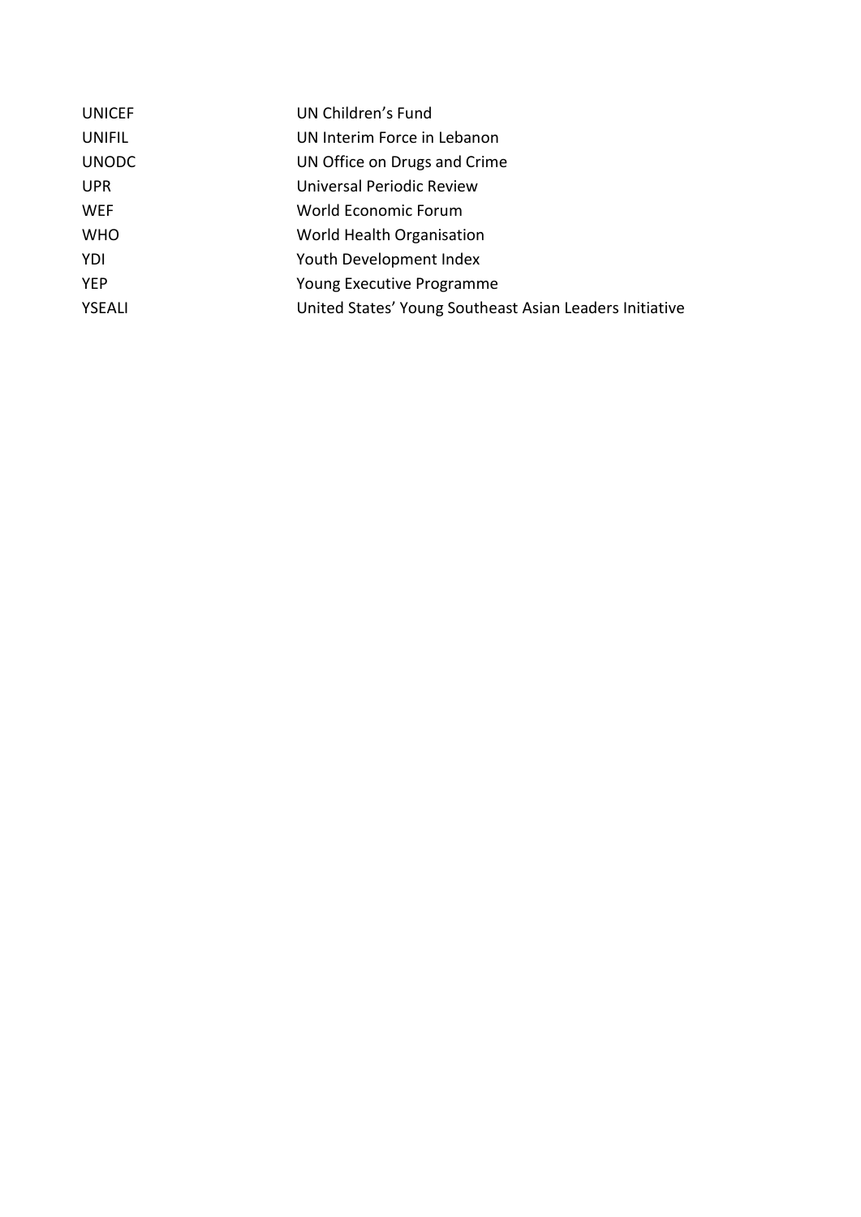| | |
|---|---|
| UNICEF | UN Children’s Fund |
| UNIFIL | UN Interim Force in Lebanon |
| UNODC | UN Office on Drugs and Crime |
| UPR | Universal Periodic Review |
| WEF | World Economic Forum |
| WHO | World Health Organisation |
| YDI | Youth Development Index |
| YEP | Young Executive Programme |
| YSEALI | United States’ Young Southeast Asian Leaders Initiative |